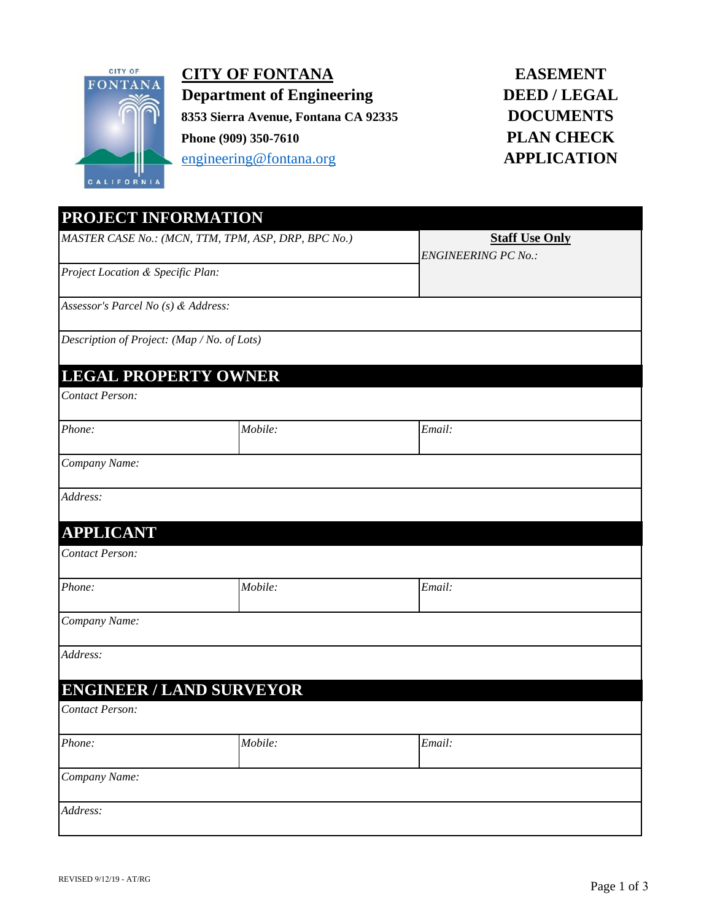# CITY OF FONTANA

**Department of Engineering**

**8353 Sierra Avenue, Fontana CA 92335**

**Phone (909) 350-7610**

engineering@fontana.org

# EASEMENT DEED / LEGAL DOCUMENTS PLAN CHECK APPLICATION

## PROJECT INFORMATION

| | |
|---|---|
| *MASTER CASE No.: (MCN, TTM, TPM, ASP, DRP, BPC No.)* | **Staff Use Only** *ENGINEERING PC No.:* |
| *Project Location & Specific Plan:* | |
| *Assessor's Parcel No (s) & Address:* | |
| *Description of Project: (Map / No. of Lots)* | |

## LEGAL PROPERTY OWNER

| | | |
|---|---|---|
| *Contact Person:* | | |
| *Phone:* | *Mobile:* | *Email:* |
| *Company Name:* | | |
| *Address:* | | |

## APPLICANT

| | | |
|---|---|---|
| *Contact Person:* | | |
| *Phone:* | *Mobile:* | *Email:* |
| *Company Name:* | | |
| *Address:* | | |

## ENGINEER / LAND SURVEYOR

| | | |
|---|---|---|
| *Contact Person:* | | |
| *Phone:* | *Mobile:* | *Email:* |
| *Company Name:* | | |
| *Address:* | | |

REVISED 9/12/19 - AT/RG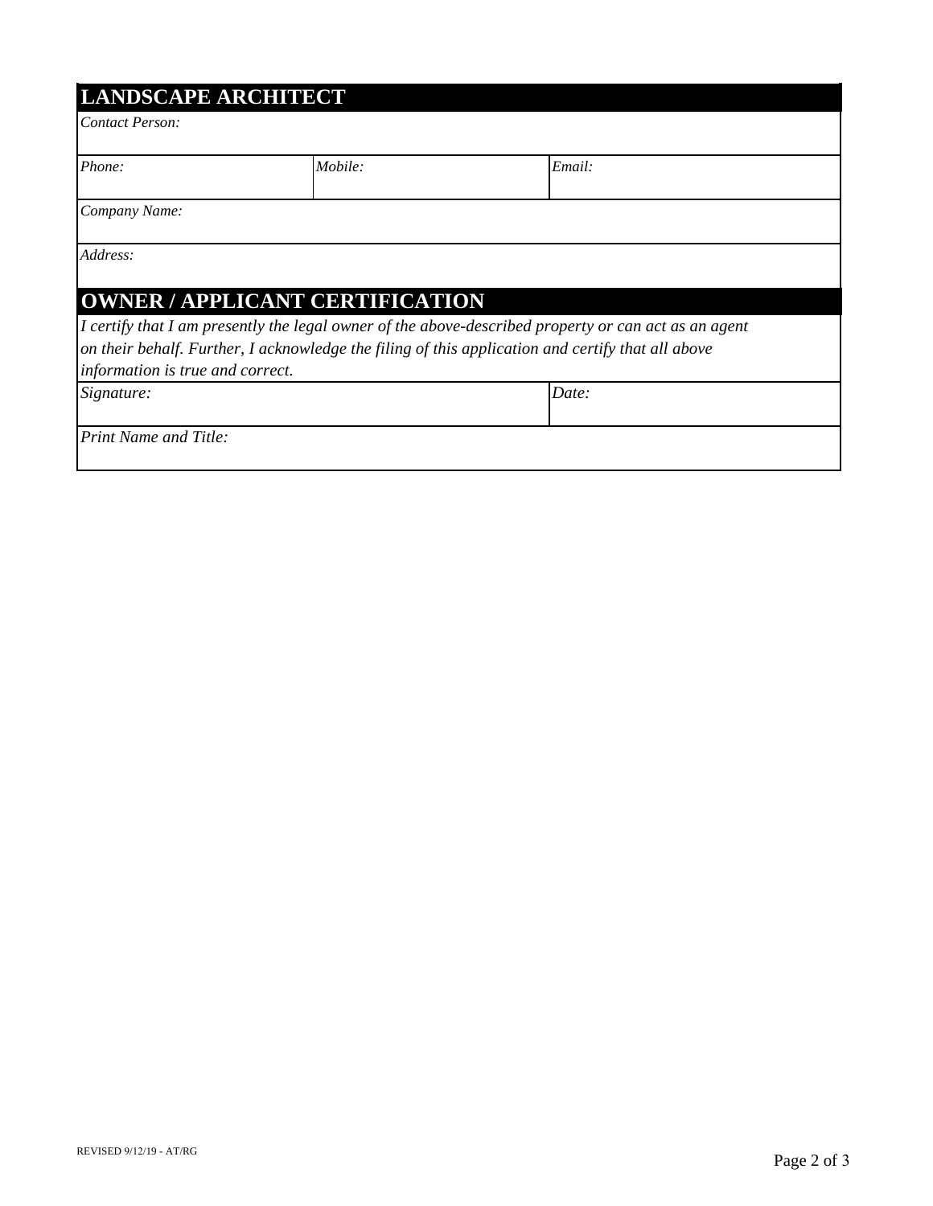## LANDSCAPE ARCHITECT

| *Contact Person:* | | |
|---|---|---|
| *Phone:* | *Mobile:* | *Email:* |
| *Company Name:* | | |
| *Address:* | | |

## OWNER / APPLICANT CERTIFICATION

*I certify that I am presently the legal owner of the above-described property or can act as an agent on their behalf. Further, I acknowledge the filing of this application and certify that all above information is true and correct.*

| *Signature:* | *Date:* |
|---|---|
| *Print Name and Title:* | |

REVISED 9/12/19 - AT/RG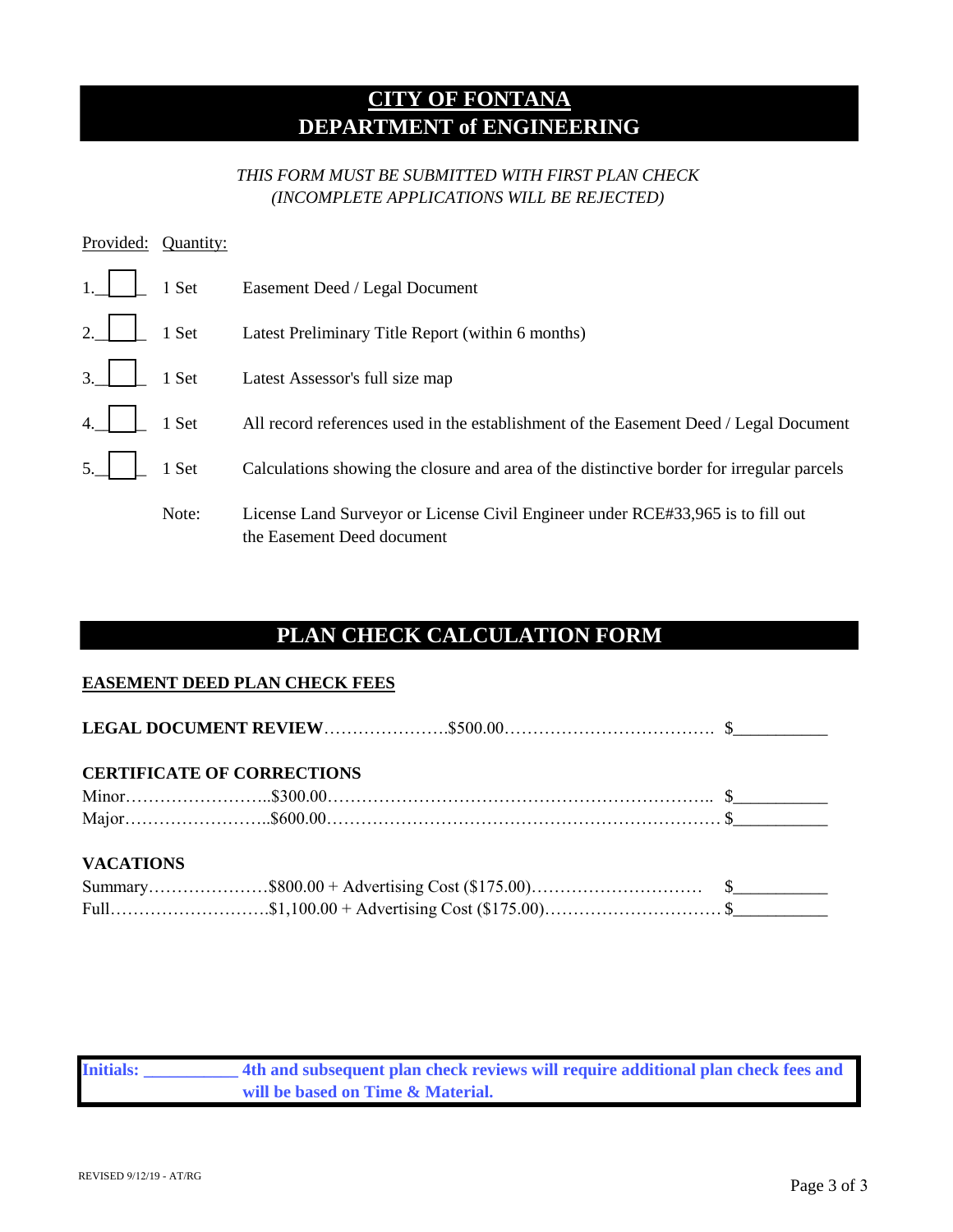# CITY OF FONTANA
## DEPARTMENT of ENGINEERING

*THIS FORM MUST BE SUBMITTED WITH FIRST PLAN CHECK*
*(INCOMPLETE APPLICATIONS WILL BE REJECTED)*

| Provided: | Quantity: | |
|---|---|---|
| 1. ☐ | 1 Set | Easement Deed / Legal Document |
| 2. ☐ | 1 Set | Latest Preliminary Title Report (within 6 months) |
| 3. ☐ | 1 Set | Latest Assessor's full size map |
| 4. ☐ | 1 Set | All record references used in the establishment of the Easement Deed / Legal Document |
| 5. ☐ | 1 Set | Calculations showing the closure and area of the distinctive border for irregular parcels |
| | Note: | License Land Surveyor or License Civil Engineer under RCE#33,965 is to fill out the Easement Deed document |

## PLAN CHECK CALCULATION FORM

**EASEMENT DEED PLAN CHECK FEES**

**LEGAL DOCUMENT REVIEW**……………………$500.00………………………………… $__________

**CERTIFICATE OF CORRECTIONS**

Minor……………………..$300.00………………………………………………………….. $__________

Major……………………..$600.00…………………………………………………………… $__________

**VACATIONS**

Summary…………………$800.00 + Advertising Cost ($175.00)………………………… $__________

Full………………………$1,100.00 + Advertising Cost ($175.00)………………………… $__________

**Initials: __________ 4th and subsequent plan check reviews will require additional plan check fees and will be based on Time & Material.**

REVISED 9/12/19 - AT/RG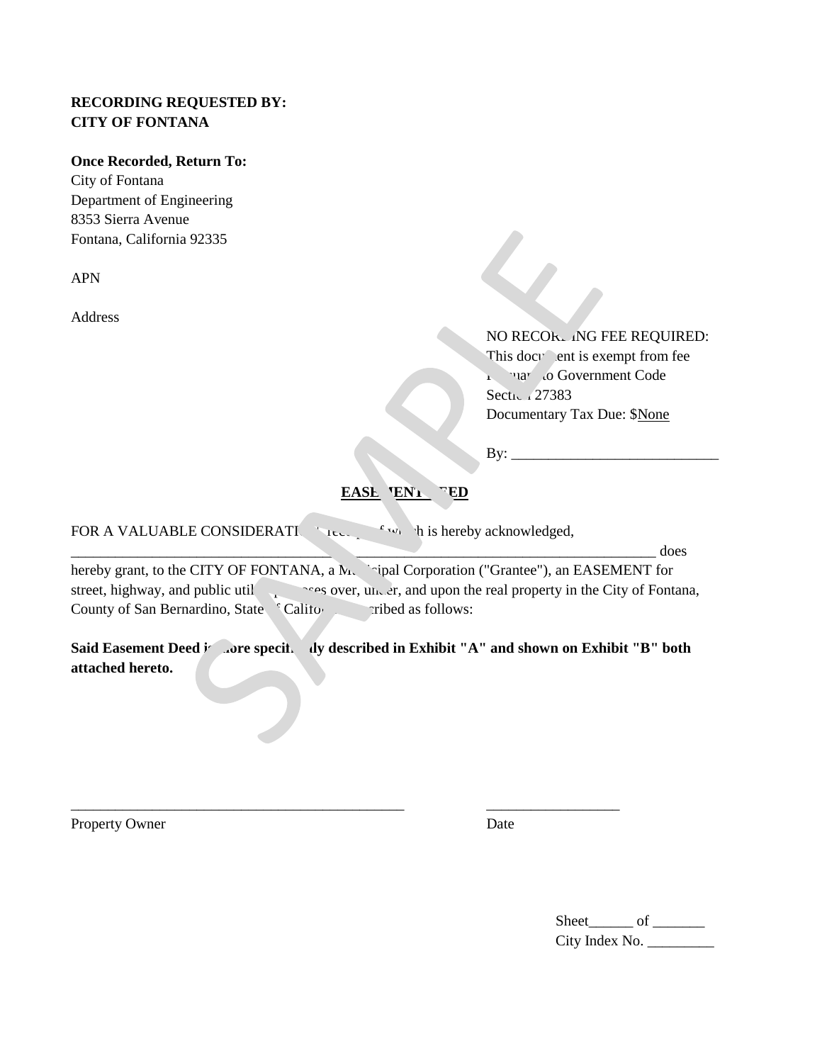**RECORDING REQUESTED BY:**
**CITY OF FONTANA**

**Once Recorded, Return To:**
City of Fontana
Department of Engineering
8353 Sierra Avenue
Fontana, California 92335

APN

Address

NO RECORDING FEE REQUIRED:
This document is exempt from fee
Pursuant to Government Code
Section 27383
Documentary Tax Due: $None

By: ____________________________

**EASEMENT DEED**

FOR A VALUABLE CONSIDERATION, receipt of which is hereby acknowledged,
_____________________________________________________________________________ does hereby grant, to the CITY OF FONTANA, a Municipal Corporation ("Grantee"), an EASEMENT for street, highway, and public utility purposes over, under, and upon the real property in the City of Fontana, County of San Bernardino, State of California described as follows:

**Said Easement Deed is more specifically described in Exhibit "A" and shown on Exhibit "B" both attached hereto.**

_____________________________________________ __________________
Property Owner Date

Sheet______ of _______
City Index No. _________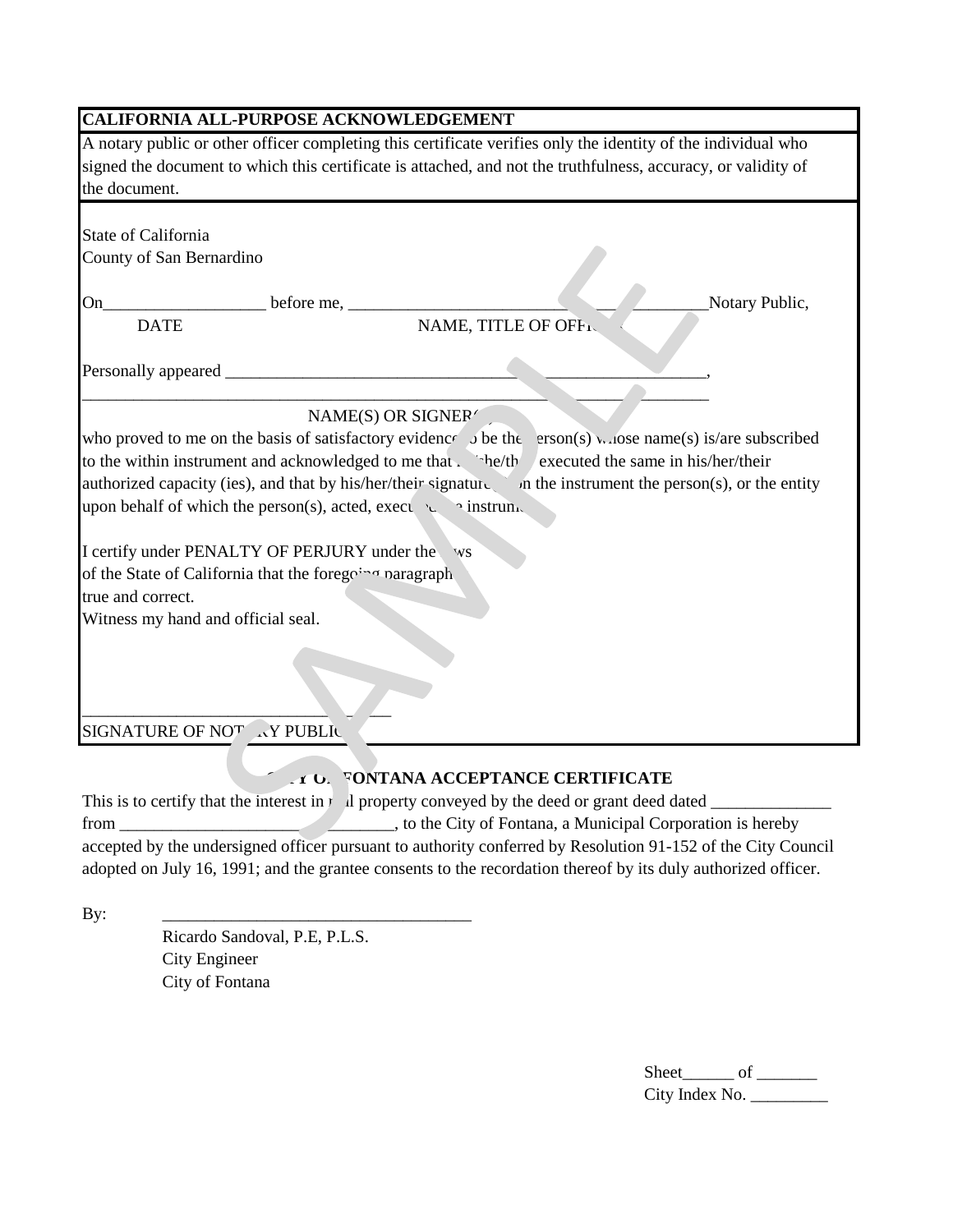**CALIFORNIA ALL-PURPOSE ACKNOWLEDGEMENT**

A notary public or other officer completing this certificate verifies only the identity of the individual who signed the document to which this certificate is attached, and not the truthfulness, accuracy, or validity of the document.

State of California
County of San Bernardino

On___________________ before me, ___________________________________________Notary Public,
DATE NAME, TITLE OF OFFICER

Personally appeared ______________________________________________________,
_______________________________________________________________________
NAME(S) OR SIGNER(S)

who proved to me on the basis of satisfactory evidence to be the person(s) whose name(s) is/are subscribed to the within instrument and acknowledged to me that he/she/they executed the same in his/her/their authorized capacity (ies), and that by his/her/their signature(s) on the instrument the person(s), or the entity upon behalf of which the person(s), acted, executed the instrument.

I certify under PENALTY OF PERJURY under the laws of the State of California that the foregoing paragraph is true and correct.
Witness my hand and official seal.

___________________________________
SIGNATURE OF NOTARY PUBLIC

**CITY OF FONTANA ACCEPTANCE CERTIFICATE**

This is to certify that the interest in real property conveyed by the deed or grant deed dated ______________ from ________________________________, to the City of Fontana, a Municipal Corporation is hereby accepted by the undersigned officer pursuant to authority conferred by Resolution 91-152 of the City Council adopted on July 16, 1991; and the grantee consents to the recordation thereof by its duly authorized officer.

By: ___________________________________
Ricardo Sandoval, P.E, P.L.S.
City Engineer
City of Fontana

Sheet______ of _______
City Index No. _________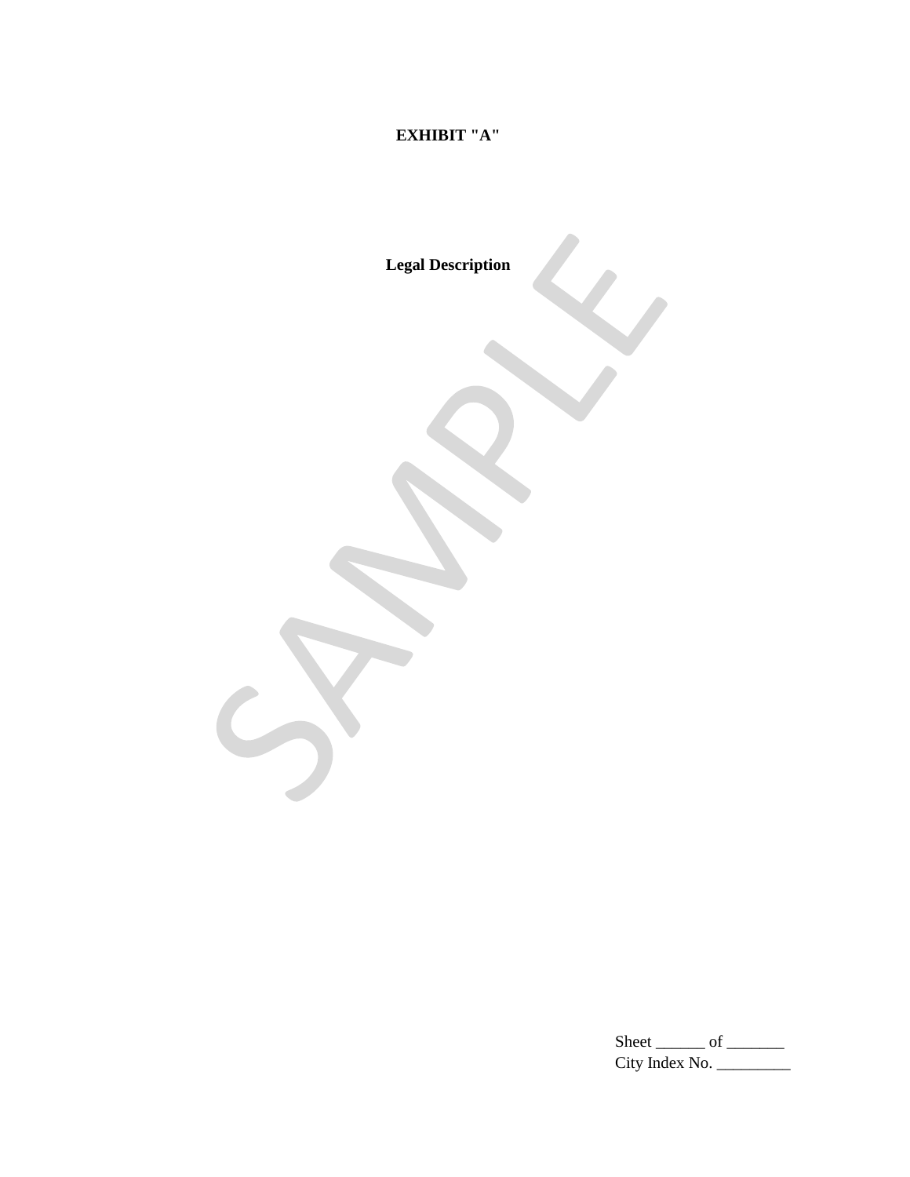**EXHIBIT "A"**

**Legal Description**

Sheet ______ of _______
City Index No. _________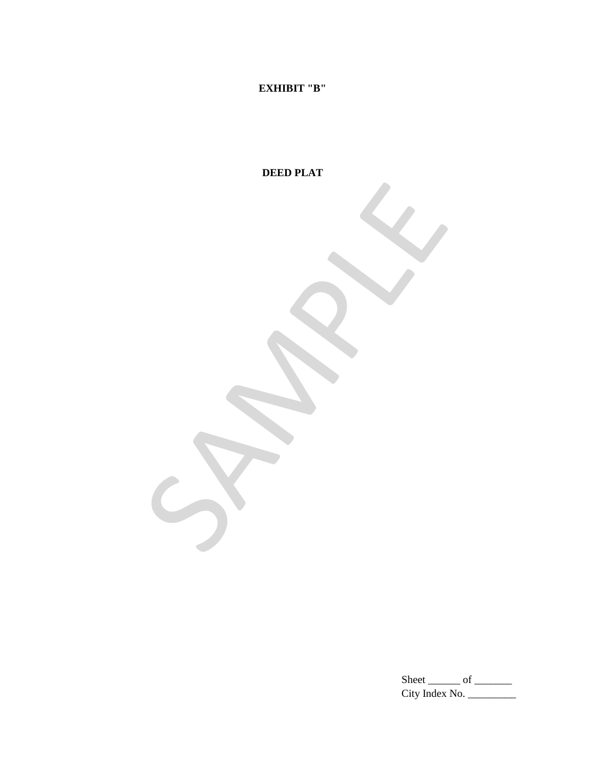**EXHIBIT "B"**

**DEED PLAT**

SAMPLE

Sheet ______ of _______
City Index No. _________